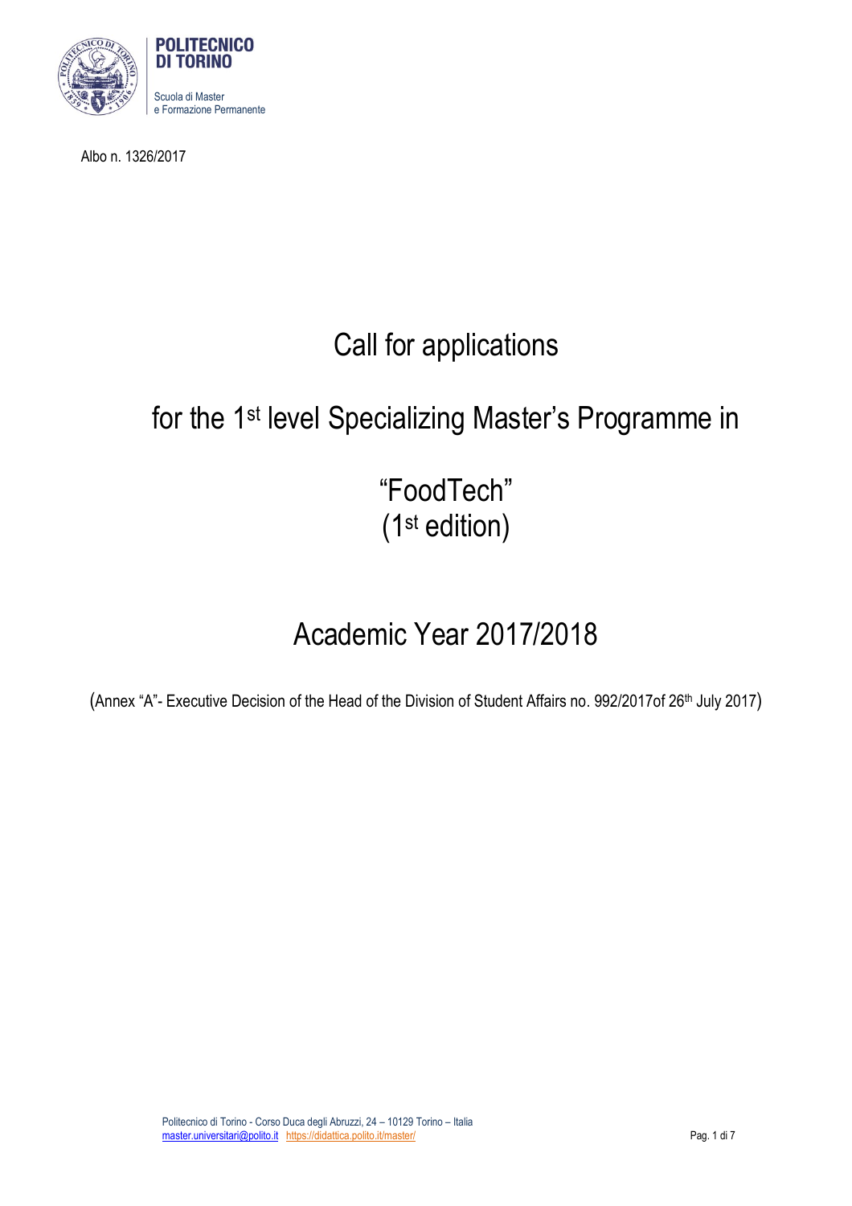POLITECNICO DI TORINO

Scuola di Master e Formazione Permanente

Albo n. 1326/2017

# Call for applications

## for the 1st level Specializing Master's Programme in

## "FoodTech" (1st edition)

## Academic Year 2017/2018

(Annex "A"- Executive Decision of the Head of the Division of Student Affairs no. 992/2017of 26th July 2017)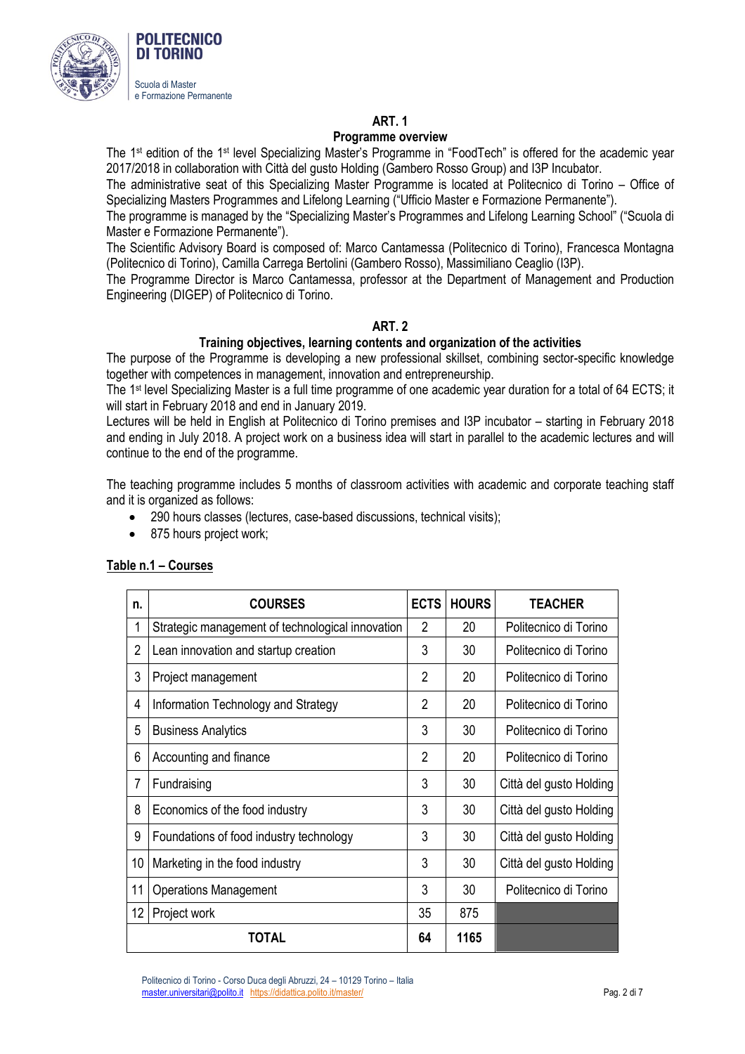## ART. 1

### Programme overview

The 1st edition of the 1st level Specializing Master's Programme in "FoodTech" is offered for the academic year 2017/2018 in collaboration with Città del gusto Holding (Gambero Rosso Group) and I3P Incubator.

The administrative seat of this Specializing Master Programme is located at Politecnico di Torino – Office of Specializing Masters Programmes and Lifelong Learning ("Ufficio Master e Formazione Permanente").

The programme is managed by the "Specializing Master's Programmes and Lifelong Learning School" ("Scuola di Master e Formazione Permanente").

The Scientific Advisory Board is composed of: Marco Cantamessa (Politecnico di Torino), Francesca Montagna (Politecnico di Torino), Camilla Carrega Bertolini (Gambero Rosso), Massimiliano Ceaglio (I3P).

The Programme Director is Marco Cantamessa, professor at the Department of Management and Production Engineering (DIGEP) of Politecnico di Torino.

## ART. 2

### Training objectives, learning contents and organization of the activities

The purpose of the Programme is developing a new professional skillset, combining sector-specific knowledge together with competences in management, innovation and entrepreneurship.

The 1st level Specializing Master is a full time programme of one academic year duration for a total of 64 ECTS; it will start in February 2018 and end in January 2019.

Lectures will be held in English at Politecnico di Torino premises and I3P incubator – starting in February 2018 and ending in July 2018. A project work on a business idea will start in parallel to the academic lectures and will continue to the end of the programme.

The teaching programme includes 5 months of classroom activities with academic and corporate teaching staff and it is organized as follows:

- 290 hours classes (lectures, case-based discussions, technical visits);
- 875 hours project work;

**Table n.1 – Courses**

| n. | COURSES | ECTS | HOURS | TEACHER |
|---|---|---|---|---|
| 1 | Strategic management of technological innovation | 2 | 20 | Politecnico di Torino |
| 2 | Lean innovation and startup creation | 3 | 30 | Politecnico di Torino |
| 3 | Project management | 2 | 20 | Politecnico di Torino |
| 4 | Information Technology and Strategy | 2 | 20 | Politecnico di Torino |
| 5 | Business Analytics | 3 | 30 | Politecnico di Torino |
| 6 | Accounting and finance | 2 | 20 | Politecnico di Torino |
| 7 | Fundraising | 3 | 30 | Città del gusto Holding |
| 8 | Economics of the food industry | 3 | 30 | Città del gusto Holding |
| 9 | Foundations of food industry technology | 3 | 30 | Città del gusto Holding |
| 10 | Marketing in the food industry | 3 | 30 | Città del gusto Holding |
| 11 | Operations Management | 3 | 30 | Politecnico di Torino |
| 12 | Project work | 35 | 875 | |
| | **TOTAL** | **64** | **1165** | |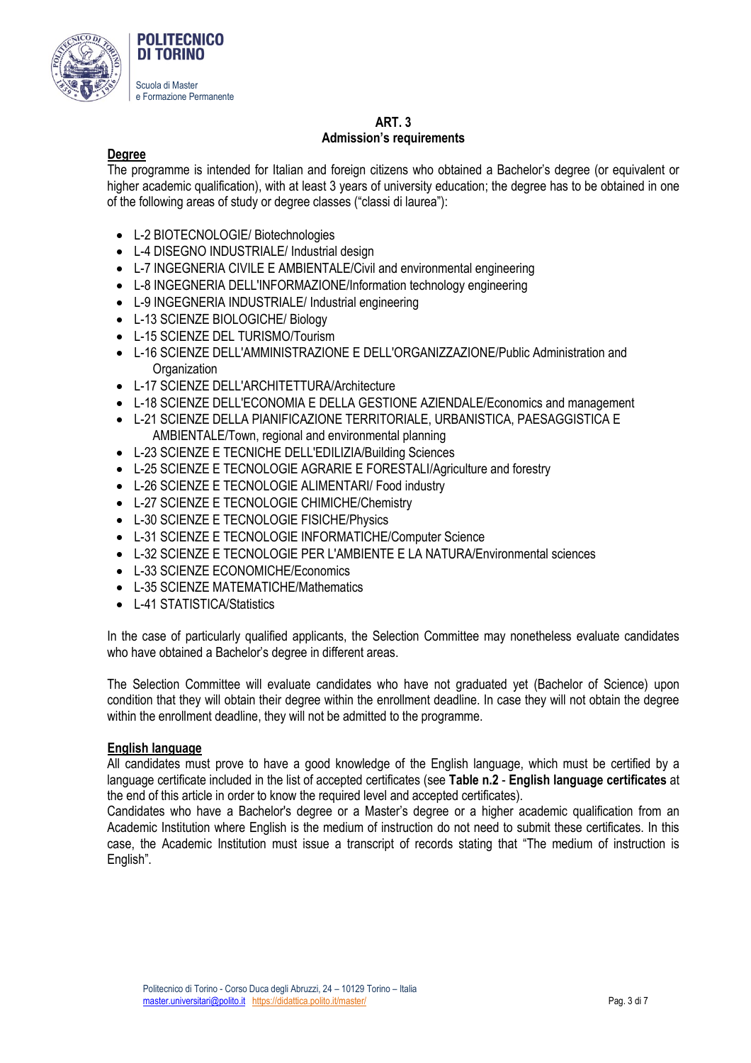## ART. 3
## Admission's requirements

**Degree**

The programme is intended for Italian and foreign citizens who obtained a Bachelor's degree (or equivalent or higher academic qualification), with at least 3 years of university education; the degree has to be obtained in one of the following areas of study or degree classes ("classi di laurea"):

- L-2 BIOTECNOLOGIE/ Biotechnologies
- L-4 DISEGNO INDUSTRIALE/ Industrial design
- L-7 INGEGNERIA CIVILE E AMBIENTALE/Civil and environmental engineering
- L-8 INGEGNERIA DELL'INFORMAZIONE/Information technology engineering
- L-9 INGEGNERIA INDUSTRIALE/ Industrial engineering
- L-13 SCIENZE BIOLOGICHE/ Biology
- L-15 SCIENZE DEL TURISMO/Tourism
- L-16 SCIENZE DELL'AMMINISTRAZIONE E DELL'ORGANIZZAZIONE/Public Administration and Organization
- L-17 SCIENZE DELL'ARCHITETTURA/Architecture
- L-18 SCIENZE DELL'ECONOMIA E DELLA GESTIONE AZIENDALE/Economics and management
- L-21 SCIENZE DELLA PIANIFICAZIONE TERRITORIALE, URBANISTICA, PAESAGGISTICA E AMBIENTALE/Town, regional and environmental planning
- L-23 SCIENZE E TECNICHE DELL'EDILIZIA/Building Sciences
- L-25 SCIENZE E TECNOLOGIE AGRARIE E FORESTALI/Agriculture and forestry
- L-26 SCIENZE E TECNOLOGIE ALIMENTARI/ Food industry
- L-27 SCIENZE E TECNOLOGIE CHIMICHE/Chemistry
- L-30 SCIENZE E TECNOLOGIE FISICHE/Physics
- L-31 SCIENZE E TECNOLOGIE INFORMATICHE/Computer Science
- L-32 SCIENZE E TECNOLOGIE PER L'AMBIENTE E LA NATURA/Environmental sciences
- L-33 SCIENZE ECONOMICHE/Economics
- L-35 SCIENZE MATEMATICHE/Mathematics
- L-41 STATISTICA/Statistics

In the case of particularly qualified applicants, the Selection Committee may nonetheless evaluate candidates who have obtained a Bachelor's degree in different areas.

The Selection Committee will evaluate candidates who have not graduated yet (Bachelor of Science) upon condition that they will obtain their degree within the enrollment deadline. In case they will not obtain the degree within the enrollment deadline, they will not be admitted to the programme.

**English language**

All candidates must prove to have a good knowledge of the English language, which must be certified by a language certificate included in the list of accepted certificates (see **Table n.2** - **English language certificates** at the end of this article in order to know the required level and accepted certificates).

Candidates who have a Bachelor's degree or a Master's degree or a higher academic qualification from an Academic Institution where English is the medium of instruction do not need to submit these certificates. In this case, the Academic Institution must issue a transcript of records stating that "The medium of instruction is English".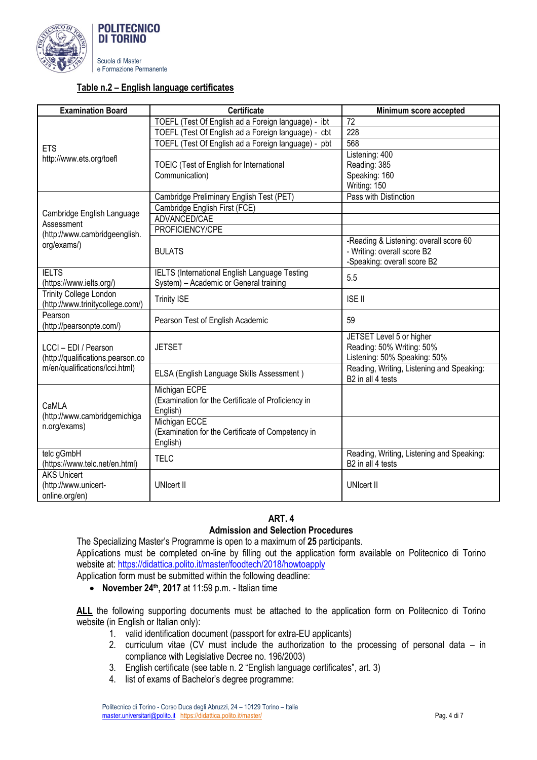**Table n.2 – English language certificates**

| Examination Board | Certificate | Minimum score accepted |
|---|---|---|
| ETS<br>http://www.ets.org/toefl | TOEFL (Test Of English ad a Foreign language) - ibt | 72 |
| | TOEFL (Test Of English ad a Foreign language) - cbt | 228 |
| | TOEFL (Test Of English ad a Foreign language) - pbt | 568 |
| | TOEIC (Test of English for International Communication) | Listening: 400<br>Reading: 385<br>Speaking: 160<br>Writing: 150 |
| Cambridge English Language Assessment<br>(http://www.cambridgeenglish.org/exams/) | Cambridge Preliminary English Test (PET) | Pass with Distinction |
| | Cambridge English First (FCE) | |
| | ADVANCED/CAE | |
| | PROFICIENCY/CPE | |
| | BULATS | -Reading & Listening: overall score 60<br>- Writing: overall score B2<br>-Speaking: overall score B2 |
| IELTS<br>(https://www.ielts.org/) | IELTS (International English Language Testing System) – Academic or General training | 5.5 |
| Trinity College London<br>(http://www.trinitycollege.com/) | Trinity ISE | ISE II |
| Pearson<br>(http://pearsonpte.com/) | Pearson Test of English Academic | 59 |
| LCCI – EDI / Pearson<br>(http://qualifications.pearson.com/en/qualifications/lcci.html) | JETSET | JETSET Level 5 or higher<br>Reading: 50% Writing: 50%<br>Listening: 50% Speaking: 50% |
| | ELSA (English Language Skills Assessment ) | Reading, Writing, Listening and Speaking: B2 in all 4 tests |
| CaMLA<br>(http://www.cambridgemichigan.org/exams) | Michigan ECPE<br>(Examination for the Certificate of Proficiency in English) | |
| | Michigan ECCE<br>(Examination for the Certificate of Competency in English) | |
| telc gGmbH<br>(https://www.telc.net/en.html) | TELC | Reading, Writing, Listening and Speaking: B2 in all 4 tests |
| AKS Unicert<br>(http://www.unicert-online.org/en) | UNIcert II | UNIcert II |

## ART. 4
## Admission and Selection Procedures

The Specializing Master's Programme is open to a maximum of **25** participants.

Applications must be completed on-line by filling out the application form available on Politecnico di Torino website at: https://didattica.polito.it/master/foodtech/2018/howtoapply

Application form must be submitted within the following deadline:

- **November 24th, 2017** at 11:59 p.m. - Italian time

**ALL** the following supporting documents must be attached to the application form on Politecnico di Torino website (in English or Italian only):

1. valid identification document (passport for extra-EU applicants)
2. curriculum vitae (CV must include the authorization to the processing of personal data – in compliance with Legislative Decree no. 196/2003)
3. English certificate (see table n. 2 "English language certificates", art. 3)
4. list of exams of Bachelor's degree programme: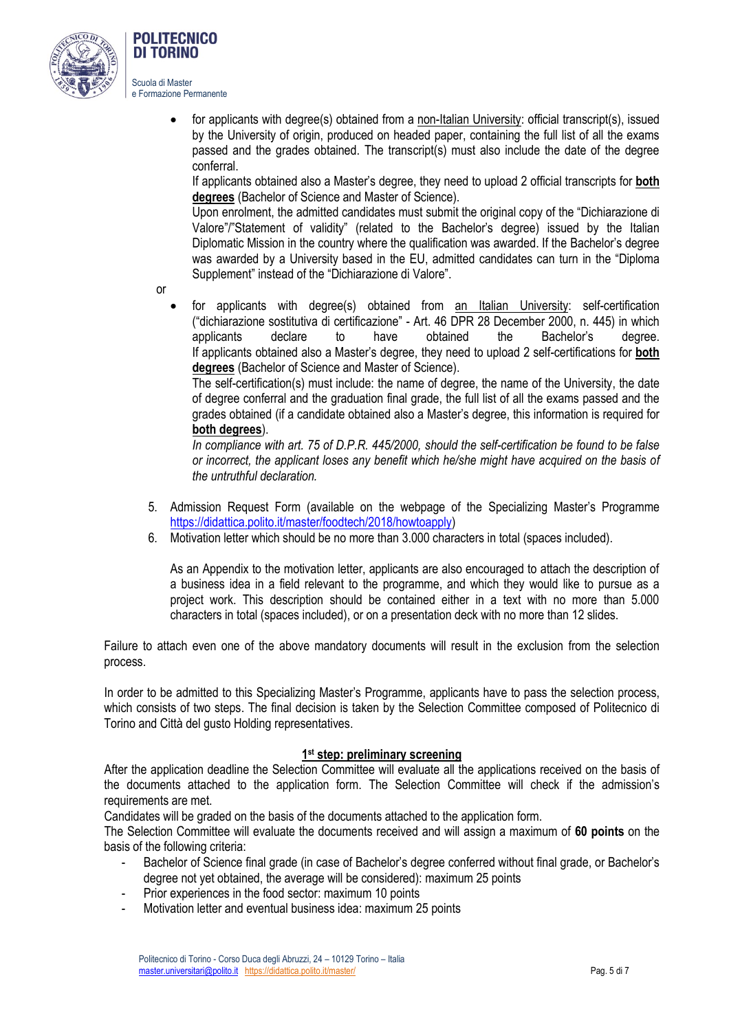- for applicants with degree(s) obtained from a non-Italian University: official transcript(s), issued by the University of origin, produced on headed paper, containing the full list of all the exams passed and the grades obtained. The transcript(s) must also include the date of the degree conferral.
  If applicants obtained also a Master's degree, they need to upload 2 official transcripts for **both degrees** (Bachelor of Science and Master of Science).
  Upon enrolment, the admitted candidates must submit the original copy of the "Dichiarazione di Valore"/"Statement of validity" (related to the Bachelor's degree) issued by the Italian Diplomatic Mission in the country where the qualification was awarded. If the Bachelor's degree was awarded by a University based in the EU, admitted candidates can turn in the "Diploma Supplement" instead of the "Dichiarazione di Valore".

or

- for applicants with degree(s) obtained from an Italian University: self-certification ("dichiarazione sostitutiva di certificazione" - Art. 46 DPR 28 December 2000, n. 445) in which applicants declare to have obtained the Bachelor's degree.
  If applicants obtained also a Master's degree, they need to upload 2 self-certifications for **both degrees** (Bachelor of Science and Master of Science).
  The self-certification(s) must include: the name of degree, the name of the University, the date of degree conferral and the graduation final grade, the full list of all the exams passed and the grades obtained (if a candidate obtained also a Master's degree, this information is required for **both degrees**).
  *In compliance with art. 75 of D.P.R. 445/2000, should the self-certification be found to be false or incorrect, the applicant loses any benefit which he/she might have acquired on the basis of the untruthful declaration.*

5. Admission Request Form (available on the webpage of the Specializing Master's Programme https://didattica.polito.it/master/foodtech/2018/howtoapply)
6. Motivation letter which should be no more than 3.000 characters in total (spaces included).

   As an Appendix to the motivation letter, applicants are also encouraged to attach the description of a business idea in a field relevant to the programme, and which they would like to pursue as a project work. This description should be contained either in a text with no more than 5.000 characters in total (spaces included), or on a presentation deck with no more than 12 slides.

Failure to attach even one of the above mandatory documents will result in the exclusion from the selection process.

In order to be admitted to this Specializing Master's Programme, applicants have to pass the selection process, which consists of two steps. The final decision is taken by the Selection Committee composed of Politecnico di Torino and Città del gusto Holding representatives.

### 1st step: preliminary screening

After the application deadline the Selection Committee will evaluate all the applications received on the basis of the documents attached to the application form. The Selection Committee will check if the admission's requirements are met.

Candidates will be graded on the basis of the documents attached to the application form.

The Selection Committee will evaluate the documents received and will assign a maximum of **60 points** on the basis of the following criteria:

- Bachelor of Science final grade (in case of Bachelor's degree conferred without final grade, or Bachelor's degree not yet obtained, the average will be considered): maximum 25 points
- Prior experiences in the food sector: maximum 10 points
- Motivation letter and eventual business idea: maximum 25 points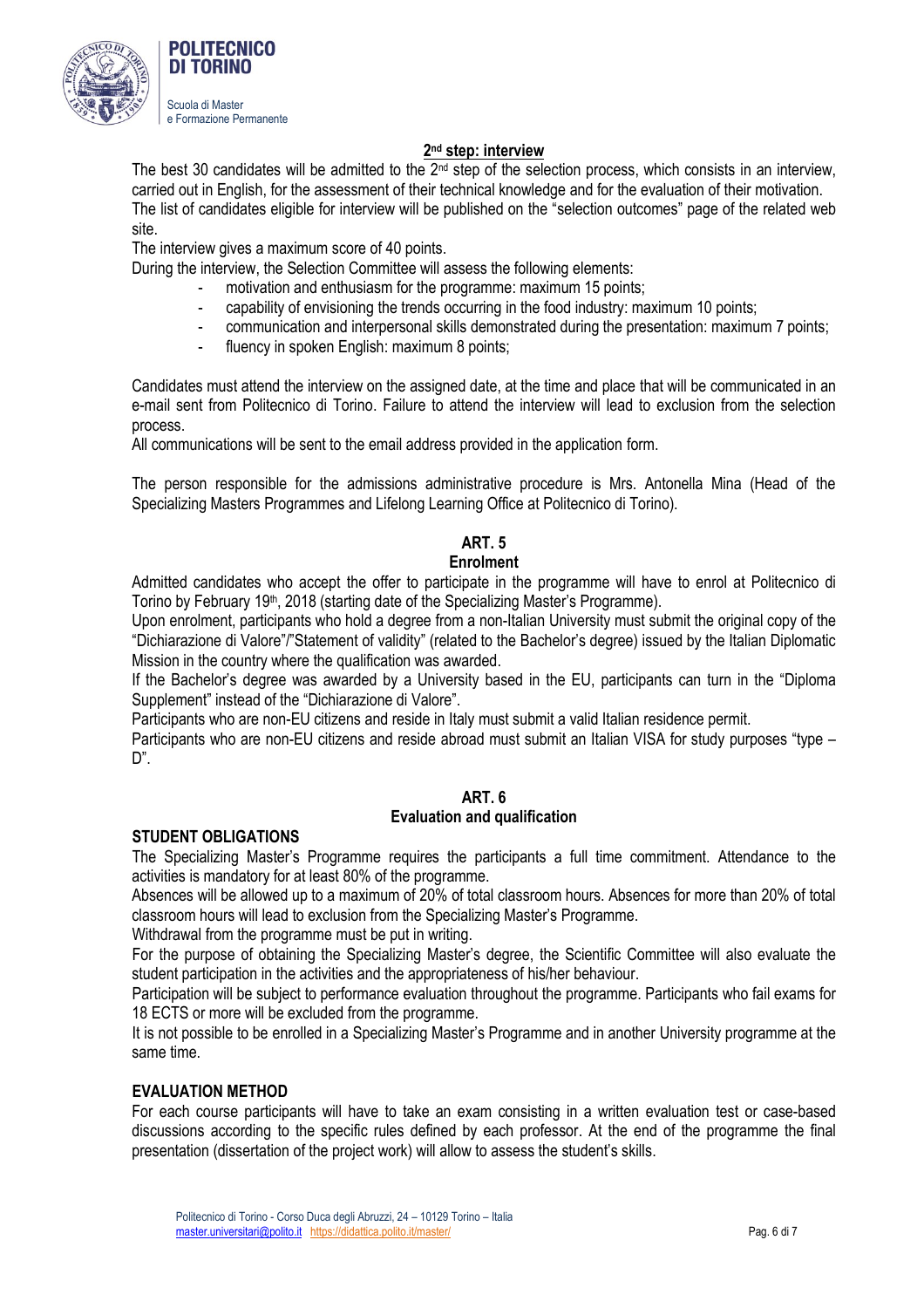### 2nd step: interview

The best 30 candidates will be admitted to the 2nd step of the selection process, which consists in an interview, carried out in English, for the assessment of their technical knowledge and for the evaluation of their motivation. The list of candidates eligible for interview will be published on the "selection outcomes" page of the related web site.

The interview gives a maximum score of 40 points.

During the interview, the Selection Committee will assess the following elements:

- motivation and enthusiasm for the programme: maximum 15 points;
- capability of envisioning the trends occurring in the food industry: maximum 10 points;
- communication and interpersonal skills demonstrated during the presentation: maximum 7 points;
- fluency in spoken English: maximum 8 points;

Candidates must attend the interview on the assigned date, at the time and place that will be communicated in an e-mail sent from Politecnico di Torino. Failure to attend the interview will lead to exclusion from the selection process.

All communications will be sent to the email address provided in the application form.

The person responsible for the admissions administrative procedure is Mrs. Antonella Mina (Head of the Specializing Masters Programmes and Lifelong Learning Office at Politecnico di Torino).

## ART. 5
## Enrolment

Admitted candidates who accept the offer to participate in the programme will have to enrol at Politecnico di Torino by February 19th, 2018 (starting date of the Specializing Master's Programme).

Upon enrolment, participants who hold a degree from a non-Italian University must submit the original copy of the "Dichiarazione di Valore"/"Statement of validity" (related to the Bachelor's degree) issued by the Italian Diplomatic Mission in the country where the qualification was awarded.

If the Bachelor's degree was awarded by a University based in the EU, participants can turn in the "Diploma Supplement" instead of the "Dichiarazione di Valore".

Participants who are non-EU citizens and reside in Italy must submit a valid Italian residence permit.

Participants who are non-EU citizens and reside abroad must submit an Italian VISA for study purposes "type – D".

## ART. 6
## Evaluation and qualification

**STUDENT OBLIGATIONS**

The Specializing Master's Programme requires the participants a full time commitment. Attendance to the activities is mandatory for at least 80% of the programme.

Absences will be allowed up to a maximum of 20% of total classroom hours. Absences for more than 20% of total classroom hours will lead to exclusion from the Specializing Master's Programme.

Withdrawal from the programme must be put in writing.

For the purpose of obtaining the Specializing Master's degree, the Scientific Committee will also evaluate the student participation in the activities and the appropriateness of his/her behaviour.

Participation will be subject to performance evaluation throughout the programme. Participants who fail exams for 18 ECTS or more will be excluded from the programme.

It is not possible to be enrolled in a Specializing Master's Programme and in another University programme at the same time.

**EVALUATION METHOD**

For each course participants will have to take an exam consisting in a written evaluation test or case-based discussions according to the specific rules defined by each professor. At the end of the programme the final presentation (dissertation of the project work) will allow to assess the student's skills.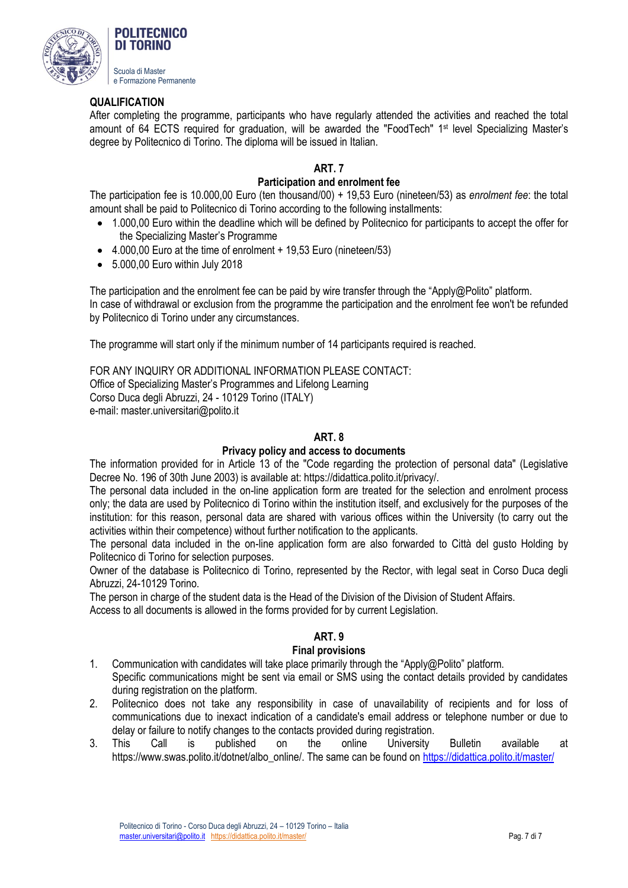**QUALIFICATION**

After completing the programme, participants who have regularly attended the activities and reached the total amount of 64 ECTS required for graduation, will be awarded the "FoodTech" 1st level Specializing Master's degree by Politecnico di Torino. The diploma will be issued in Italian.

## ART. 7

### Participation and enrolment fee

The participation fee is 10.000,00 Euro (ten thousand/00) + 19,53 Euro (nineteen/53) as *enrolment fee*: the total amount shall be paid to Politecnico di Torino according to the following installments:

- 1.000,00 Euro within the deadline which will be defined by Politecnico for participants to accept the offer for the Specializing Master's Programme
- 4.000,00 Euro at the time of enrolment + 19,53 Euro (nineteen/53)
- 5.000,00 Euro within July 2018

The participation and the enrolment fee can be paid by wire transfer through the "Apply@Polito" platform.
In case of withdrawal or exclusion from the programme the participation and the enrolment fee won't be refunded by Politecnico di Torino under any circumstances.

The programme will start only if the minimum number of 14 participants required is reached.

FOR ANY INQUIRY OR ADDITIONAL INFORMATION PLEASE CONTACT:
Office of Specializing Master's Programmes and Lifelong Learning
Corso Duca degli Abruzzi, 24 - 10129 Torino (ITALY)
e-mail: master.universitari@polito.it

## ART. 8

### Privacy policy and access to documents

The information provided for in Article 13 of the "Code regarding the protection of personal data" (Legislative Decree No. 196 of 30th June 2003) is available at: https://didattica.polito.it/privacy/.
The personal data included in the on-line application form are treated for the selection and enrolment process only; the data are used by Politecnico di Torino within the institution itself, and exclusively for the purposes of the institution: for this reason, personal data are shared with various offices within the University (to carry out the activities within their competence) without further notification to the applicants.
The personal data included in the on-line application form are also forwarded to Città del gusto Holding by Politecnico di Torino for selection purposes.
Owner of the database is Politecnico di Torino, represented by the Rector, with legal seat in Corso Duca degli Abruzzi, 24-10129 Torino.
The person in charge of the student data is the Head of the Division of the Division of Student Affairs.
Access to all documents is allowed in the forms provided for by current Legislation.

## ART. 9

### Final provisions

1. Communication with candidates will take place primarily through the "Apply@Polito" platform.
   Specific communications might be sent via email or SMS using the contact details provided by candidates during registration on the platform.
2. Politecnico does not take any responsibility in case of unavailability of recipients and for loss of communications due to inexact indication of a candidate's email address or telephone number or due to delay or failure to notify changes to the contacts provided during registration.
3. This Call is published on the online University Bulletin available at https://www.swas.polito.it/dotnet/albo_online/. The same can be found on https://didattica.polito.it/master/